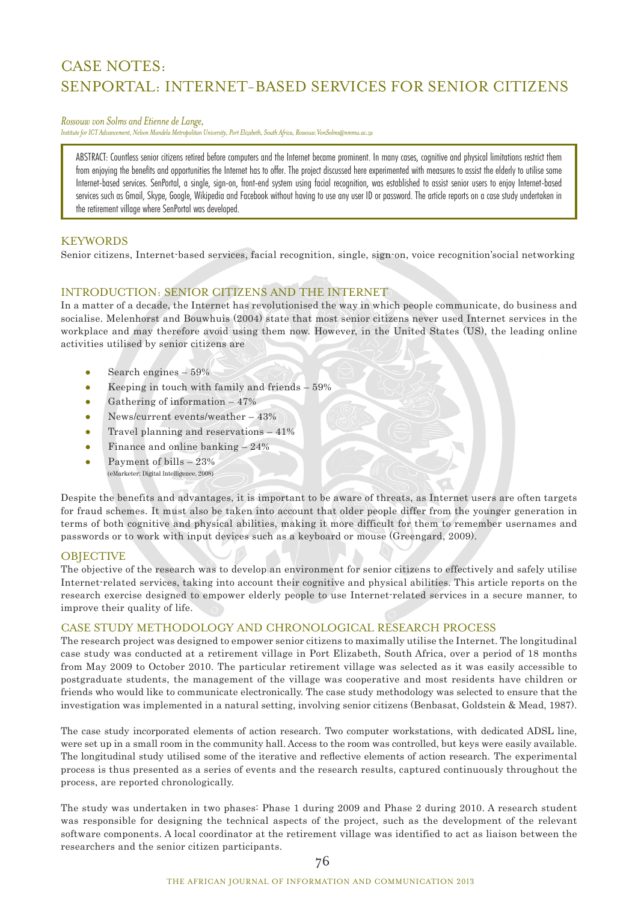# CASE NOTES:
# SENPORTAL: INTERNET-BASED SERVICES FOR SENIOR CITIZENS

*Rossouw von Solms and Etienne de Lange,*
*Institute for ICT Advancement, Nelson Mandela Metropolitan University, Port Elizabeth, South Africa, Rossouw.VonSolms@nmmu.ac.za*

ABSTRACT: Countless senior citizens retired before computers and the Internet became prominent. In many cases, cognitive and physical limitations restrict them from enjoying the benefits and opportunities the Internet has to offer. The project discussed here experimented with measures to assist the elderly to utilise some Internet-based services. SenPortal, a single, sign-on, front-end system using facial recognition, was established to assist senior users to enjoy Internet-based services such as Gmail, Skype, Google, Wikipedia and Facebook without having to use any user ID or password. The article reports on a case study undertaken in the retirement village where SenPortal was developed.

## KEYWORDS

Senior citizens, Internet-based services, facial recognition, single, sign-on, voice recognition'social networking

## INTRODUCTION: SENIOR CITIZENS AND THE INTERNET

In a matter of a decade, the Internet has revolutionised the way in which people communicate, do business and socialise. Melenhorst and Bouwhuis (2004) state that most senior citizens never used Internet services in the workplace and may therefore avoid using them now. However, in the United States (US), the leading online activities utilised by senior citizens are

- Search engines – 59%
- Keeping in touch with family and friends – 59%
- Gathering of information – 47%
- News/current events/weather – 43%
- Travel planning and reservations – 41%
- Finance and online banking – 24%
- Payment of bills – 23%
  (eMarketer: Digital Intelligence, 2008)

Despite the benefits and advantages, it is important to be aware of threats, as Internet users are often targets for fraud schemes. It must also be taken into account that older people differ from the younger generation in terms of both cognitive and physical abilities, making it more difficult for them to remember usernames and passwords or to work with input devices such as a keyboard or mouse (Greengard, 2009).

## OBJECTIVE

The objective of the research was to develop an environment for senior citizens to effectively and safely utilise Internet-related services, taking into account their cognitive and physical abilities. This article reports on the research exercise designed to empower elderly people to use Internet-related services in a secure manner, to improve their quality of life.

## CASE STUDY METHODOLOGY AND CHRONOLOGICAL RESEARCH PROCESS

The research project was designed to empower senior citizens to maximally utilise the Internet. The longitudinal case study was conducted at a retirement village in Port Elizabeth, South Africa, over a period of 18 months from May 2009 to October 2010. The particular retirement village was selected as it was easily accessible to postgraduate students, the management of the village was cooperative and most residents have children or friends who would like to communicate electronically. The case study methodology was selected to ensure that the investigation was implemented in a natural setting, involving senior citizens (Benbasat, Goldstein & Mead, 1987).

The case study incorporated elements of action research. Two computer workstations, with dedicated ADSL line, were set up in a small room in the community hall. Access to the room was controlled, but keys were easily available. The longitudinal study utilised some of the iterative and reflective elements of action research. The experimental process is thus presented as a series of events and the research results, captured continuously throughout the process, are reported chronologically.

The study was undertaken in two phases: Phase 1 during 2009 and Phase 2 during 2010. A research student was responsible for designing the technical aspects of the project, such as the development of the relevant software components. A local coordinator at the retirement village was identified to act as liaison between the researchers and the senior citizen participants.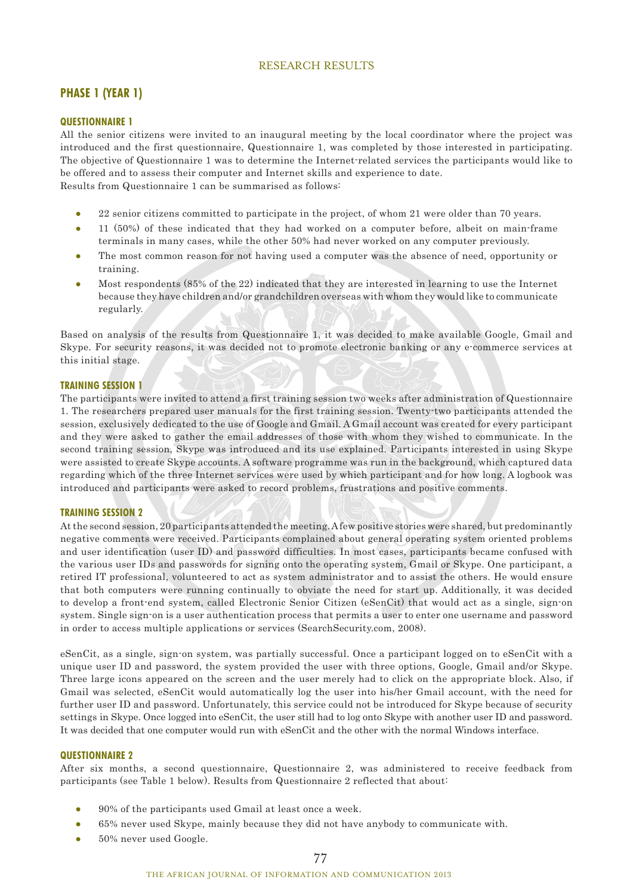## RESEARCH RESULTS

### PHASE 1 (YEAR 1)

#### QUESTIONNAIRE 1

All the senior citizens were invited to an inaugural meeting by the local coordinator where the project was introduced and the first questionnaire, Questionnaire 1, was completed by those interested in participating. The objective of Questionnaire 1 was to determine the Internet-related services the participants would like to be offered and to assess their computer and Internet skills and experience to date.
Results from Questionnaire 1 can be summarised as follows:

- 22 senior citizens committed to participate in the project, of whom 21 were older than 70 years.
- 11 (50%) of these indicated that they had worked on a computer before, albeit on main-frame terminals in many cases, while the other 50% had never worked on any computer previously.
- The most common reason for not having used a computer was the absence of need, opportunity or training.
- Most respondents (85% of the 22) indicated that they are interested in learning to use the Internet because they have children and/or grandchildren overseas with whom they would like to communicate regularly.

Based on analysis of the results from Questionnaire 1, it was decided to make available Google, Gmail and Skype. For security reasons, it was decided not to promote electronic banking or any e-commerce services at this initial stage.

#### TRAINING SESSION 1

The participants were invited to attend a first training session two weeks after administration of Questionnaire 1. The researchers prepared user manuals for the first training session. Twenty-two participants attended the session, exclusively dedicated to the use of Google and Gmail. A Gmail account was created for every participant and they were asked to gather the email addresses of those with whom they wished to communicate. In the second training session, Skype was introduced and its use explained. Participants interested in using Skype were assisted to create Skype accounts. A software programme was run in the background, which captured data regarding which of the three Internet services were used by which participant and for how long. A logbook was introduced and participants were asked to record problems, frustrations and positive comments.

#### TRAINING SESSION 2

At the second session, 20 participants attended the meeting. A few positive stories were shared, but predominantly negative comments were received. Participants complained about general operating system oriented problems and user identification (user ID) and password difficulties. In most cases, participants became confused with the various user IDs and passwords for signing onto the operating system, Gmail or Skype. One participant, a retired IT professional, volunteered to act as system administrator and to assist the others. He would ensure that both computers were running continually to obviate the need for start up. Additionally, it was decided to develop a front-end system, called Electronic Senior Citizen (eSenCit) that would act as a single, sign-on system. Single sign-on is a user authentication process that permits a user to enter one username and password in order to access multiple applications or services (SearchSecurity.com, 2008).

eSenCit, as a single, sign-on system, was partially successful. Once a participant logged on to eSenCit with a unique user ID and password, the system provided the user with three options, Google, Gmail and/or Skype. Three large icons appeared on the screen and the user merely had to click on the appropriate block. Also, if Gmail was selected, eSenCit would automatically log the user into his/her Gmail account, with the need for further user ID and password. Unfortunately, this service could not be introduced for Skype because of security settings in Skype. Once logged into eSenCit, the user still had to log onto Skype with another user ID and password. It was decided that one computer would run with eSenCit and the other with the normal Windows interface.

#### QUESTIONNAIRE 2

After six months, a second questionnaire, Questionnaire 2, was administered to receive feedback from participants (see Table 1 below). Results from Questionnaire 2 reflected that about:

- 90% of the participants used Gmail at least once a week.
- 65% never used Skype, mainly because they did not have anybody to communicate with.
- 50% never used Google.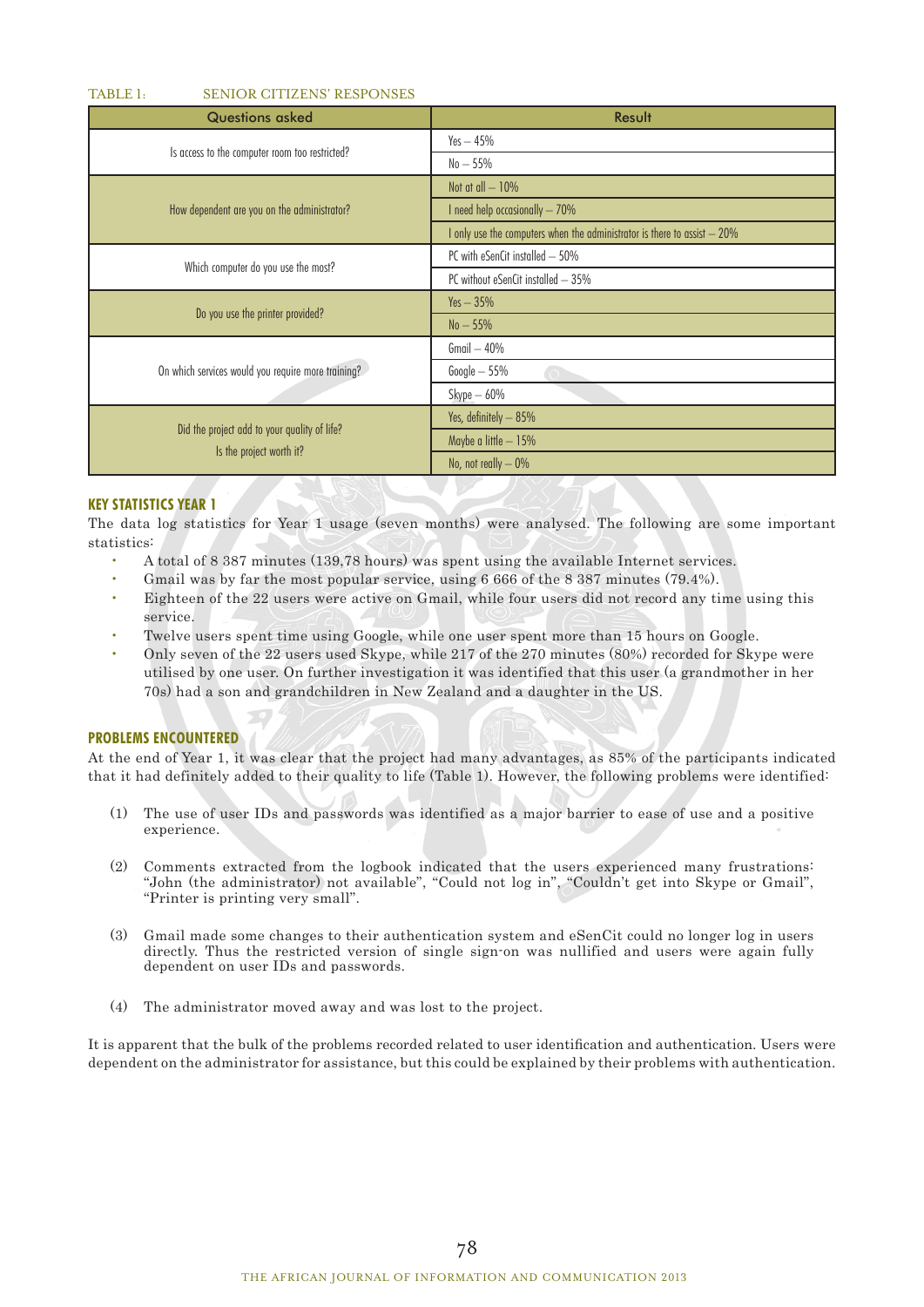TABLE 1: SENIOR CITIZENS' RESPONSES

| Questions asked | Result |
| --- | --- |
| Is access to the computer room too restricted? | Yes – 45% |
| | No – 55% |
| How dependent are you on the administrator? | Not at all – 10% |
| | I need help occasionally – 70% |
| | I only use the computers when the administrator is there to assist – 20% |
| Which computer do you use the most? | PC with eSenCit installed – 50% |
| | PC without eSenCit installed – 35% |
| Do you use the printer provided? | Yes – 35% |
| | No – 55% |
| On which services would you require more training? | Gmail – 40% |
| | Google – 55% |
| | Skype – 60% |
| Did the project add to your quality of life? Is the project worth it? | Yes, definitely – 85% |
| | Maybe a little – 15% |
| | No, not really – 0% |

## KEY STATISTICS YEAR 1

The data log statistics for Year 1 usage (seven months) were analysed. The following are some important statistics:

- A total of 8 387 minutes (139,78 hours) was spent using the available Internet services.
- Gmail was by far the most popular service, using 6 666 of the 8 387 minutes (79.4%).
- Eighteen of the 22 users were active on Gmail, while four users did not record any time using this service.
- Twelve users spent time using Google, while one user spent more than 15 hours on Google.
- Only seven of the 22 users used Skype, while 217 of the 270 minutes (80%) recorded for Skype were utilised by one user. On further investigation it was identified that this user (a grandmother in her 70s) had a son and grandchildren in New Zealand and a daughter in the US.

## PROBLEMS ENCOUNTERED

At the end of Year 1, it was clear that the project had many advantages, as 85% of the participants indicated that it had definitely added to their quality to life (Table 1). However, the following problems were identified:

(1) The use of user IDs and passwords was identified as a major barrier to ease of use and a positive experience.

(2) Comments extracted from the logbook indicated that the users experienced many frustrations: "John (the administrator) not available", "Could not log in", "Couldn't get into Skype or Gmail", "Printer is printing very small".

(3) Gmail made some changes to their authentication system and eSenCit could no longer log in users directly. Thus the restricted version of single sign-on was nullified and users were again fully dependent on user IDs and passwords.

(4) The administrator moved away and was lost to the project.

It is apparent that the bulk of the problems recorded related to user identification and authentication. Users were dependent on the administrator for assistance, but this could be explained by their problems with authentication.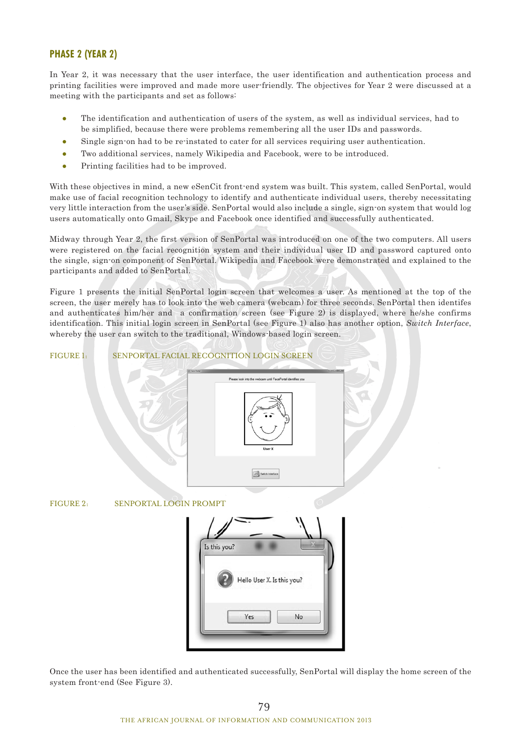## PHASE 2 (YEAR 2)

In Year 2, it was necessary that the user interface, the user identification and authentication process and printing facilities were improved and made more user-friendly. The objectives for Year 2 were discussed at a meeting with the participants and set as follows:

- The identification and authentication of users of the system, as well as individual services, had to be simplified, because there were problems remembering all the user IDs and passwords.
- Single sign-on had to be re-instated to cater for all services requiring user authentication.
- Two additional services, namely Wikipedia and Facebook, were to be introduced.
- Printing facilities had to be improved.

With these objectives in mind, a new eSenCit front-end system was built. This system, called SenPortal, would make use of facial recognition technology to identify and authenticate individual users, thereby necessitating very little interaction from the user's side. SenPortal would also include a single, sign-on system that would log users automatically onto Gmail, Skype and Facebook once identified and successfully authenticated.

Midway through Year 2, the first version of SenPortal was introduced on one of the two computers. All users were registered on the facial recognition system and their individual user ID and password captured onto the single, sign-on component of SenPortal. Wikipedia and Facebook were demonstrated and explained to the participants and added to SenPortal.

Figure 1 presents the initial SenPortal login screen that welcomes a user. As mentioned at the top of the screen, the user merely has to look into the web camera (webcam) for three seconds. SenPortal then identifes and authenticates him/her and a confirmation screen (see Figure 2) is displayed, where he/she confirms identification. This initial login screen in SenPortal (see Figure 1) also has another option, *Switch Interface*, whereby the user can switch to the traditional, Windows-based login screen.

FIGURE 1: SENPORTAL FACIAL RECOGNITION LOGIN SCREEN

FIGURE 2: SENPORTAL LOGIN PROMPT

Once the user has been identified and authenticated successfully, SenPortal will display the home screen of the system front-end (See Figure 3).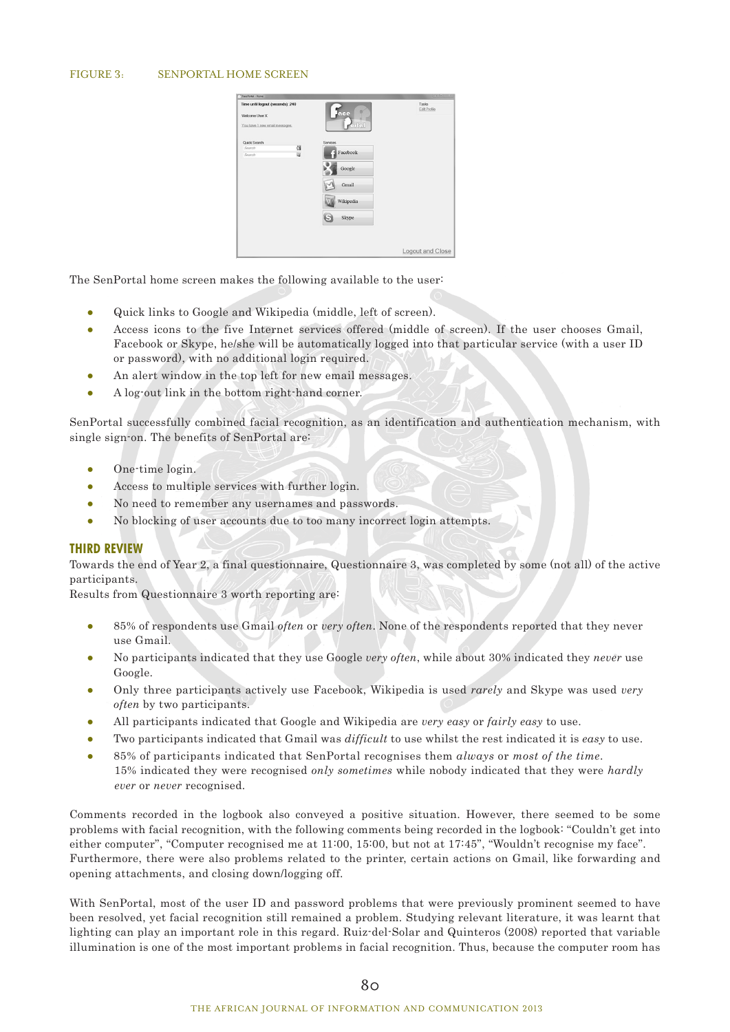FIGURE 3: SENPORTAL HOME SCREEN

The SenPortal home screen makes the following available to the user:

- Quick links to Google and Wikipedia (middle, left of screen).
- Access icons to the five Internet services offered (middle of screen). If the user chooses Gmail, Facebook or Skype, he/she will be automatically logged into that particular service (with a user ID or password), with no additional login required.
- An alert window in the top left for new email messages.
- A log-out link in the bottom right-hand corner.

SenPortal successfully combined facial recognition, as an identification and authentication mechanism, with single sign-on. The benefits of SenPortal are:

- One-time login.
- Access to multiple services with further login.
- No need to remember any usernames and passwords.
- No blocking of user accounts due to too many incorrect login attempts.

## THIRD REVIEW

Towards the end of Year 2, a final questionnaire, Questionnaire 3, was completed by some (not all) of the active participants.
Results from Questionnaire 3 worth reporting are:

- 85% of respondents use Gmail *often* or *very often*. None of the respondents reported that they never use Gmail.
- No participants indicated that they use Google *very often*, while about 30% indicated they *never* use Google.
- Only three participants actively use Facebook, Wikipedia is used *rarely* and Skype was used *very often* by two participants.
- All participants indicated that Google and Wikipedia are *very easy* or *fairly easy* to use.
- Two participants indicated that Gmail was *difficult* to use whilst the rest indicated it is *easy* to use.
- 85% of participants indicated that SenPortal recognises them *always* or *most of the time*. 15% indicated they were recognised *only sometimes* while nobody indicated that they were *hardly ever* or *never* recognised.

Comments recorded in the logbook also conveyed a positive situation. However, there seemed to be some problems with facial recognition, with the following comments being recorded in the logbook: "Couldn't get into either computer", "Computer recognised me at 11:00, 15:00, but not at 17:45", "Wouldn't recognise my face". Furthermore, there were also problems related to the printer, certain actions on Gmail, like forwarding and opening attachments, and closing down/logging off.

With SenPortal, most of the user ID and password problems that were previously prominent seemed to have been resolved, yet facial recognition still remained a problem. Studying relevant literature, it was learnt that lighting can play an important role in this regard. Ruiz-del-Solar and Quinteros (2008) reported that variable illumination is one of the most important problems in facial recognition. Thus, because the computer room has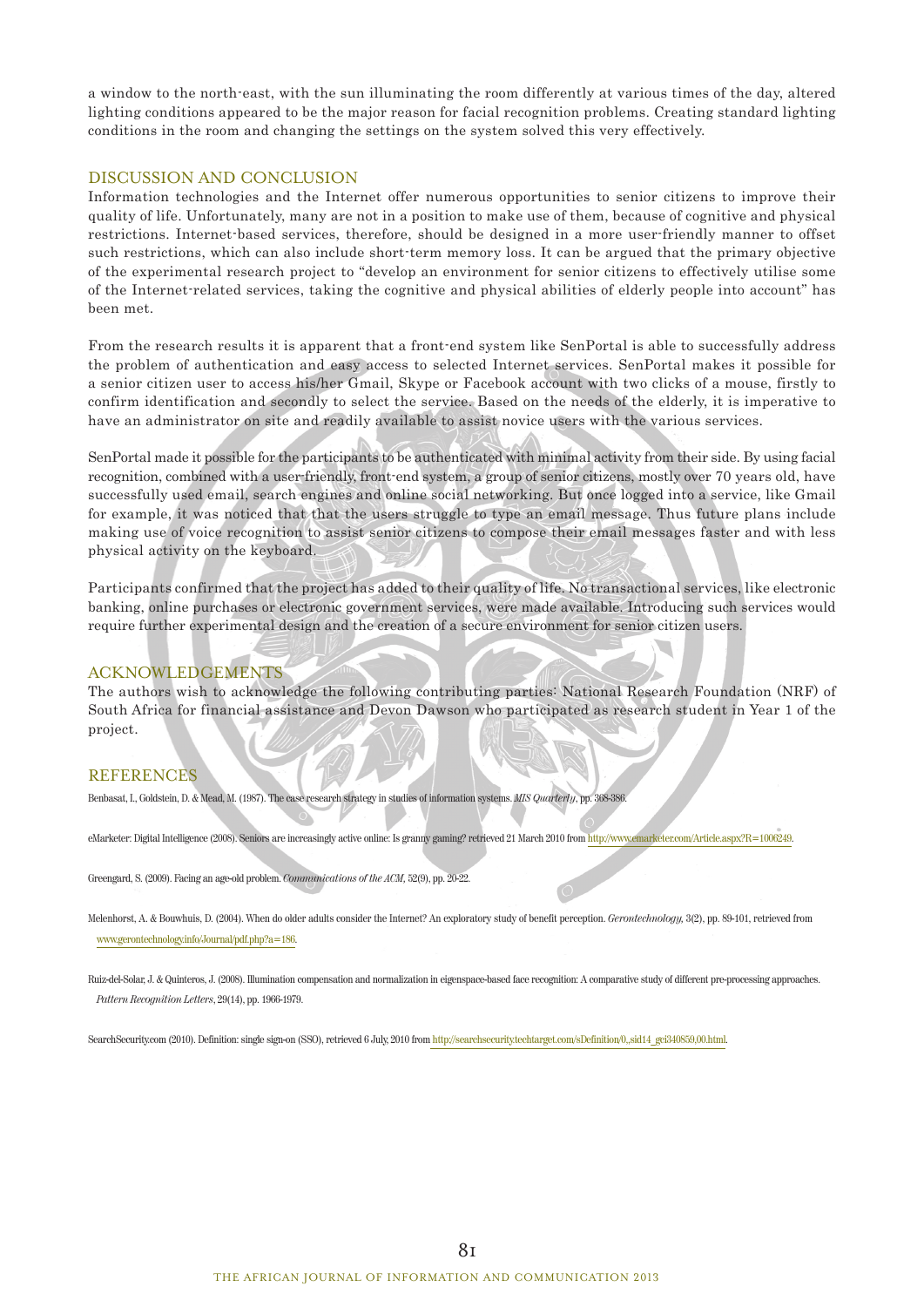a window to the north-east, with the sun illuminating the room differently at various times of the day, altered lighting conditions appeared to be the major reason for facial recognition problems. Creating standard lighting conditions in the room and changing the settings on the system solved this very effectively.

## DISCUSSION AND CONCLUSION

Information technologies and the Internet offer numerous opportunities to senior citizens to improve their quality of life. Unfortunately, many are not in a position to make use of them, because of cognitive and physical restrictions. Internet-based services, therefore, should be designed in a more user-friendly manner to offset such restrictions, which can also include short-term memory loss. It can be argued that the primary objective of the experimental research project to "develop an environment for senior citizens to effectively utilise some of the Internet-related services, taking the cognitive and physical abilities of elderly people into account" has been met.

From the research results it is apparent that a front-end system like SenPortal is able to successfully address the problem of authentication and easy access to selected Internet services. SenPortal makes it possible for a senior citizen user to access his/her Gmail, Skype or Facebook account with two clicks of a mouse, firstly to confirm identification and secondly to select the service. Based on the needs of the elderly, it is imperative to have an administrator on site and readily available to assist novice users with the various services.

SenPortal made it possible for the participants to be authenticated with minimal activity from their side. By using facial recognition, combined with a user-friendly, front-end system, a group of senior citizens, mostly over 70 years old, have successfully used email, search engines and online social networking. But once logged into a service, like Gmail for example, it was noticed that that the users struggle to type an email message. Thus future plans include making use of voice recognition to assist senior citizens to compose their email messages faster and with less physical activity on the keyboard.

Participants confirmed that the project has added to their quality of life. No transactional services, like electronic banking, online purchases or electronic government services, were made available. Introducing such services would require further experimental design and the creation of a secure environment for senior citizen users.

## ACKNOWLEDGEMENTS

The authors wish to acknowledge the following contributing parties: National Research Foundation (NRF) of South Africa for financial assistance and Devon Dawson who participated as research student in Year 1 of the project.

## REFERENCES

Benbasat, I., Goldstein, D. & Mead, M. (1987). The case research strategy in studies of information systems. *MIS Quarterly*, pp. 368-386.

eMarketer: Digital Intelligence (2008). Seniors are increasingly active online: Is granny gaming? retrieved 21 March 2010 from http://www.emarketer.com/Article.aspx?R=1006249.

Greengard, S. (2009). Facing an age-old problem. *Communications of the ACM,* 52(9), pp. 20-22.

Melenhorst, A. & Bouwhuis, D. (2004). When do older adults consider the Internet? An exploratory study of benefit perception. *Gerontechnology,* 3(2), pp. 89-101, retrieved from www.gerontechnology.info/Journal/pdf.php?a=186.

Ruiz-del-Solar, J. & Quinteros, J. (2008). Illumination compensation and normalization in eigenspace-based face recognition: A comparative study of different pre-processing approaches. *Pattern Recognition Letters*, 29(14), pp. 1966-1979.

SearchSecurity.com (2010). Definition: single sign-on (SSO), retrieved 6 July, 2010 from http://searchsecurity.techtarget.com/sDefinition/0,,sid14_gci340859,00.html.